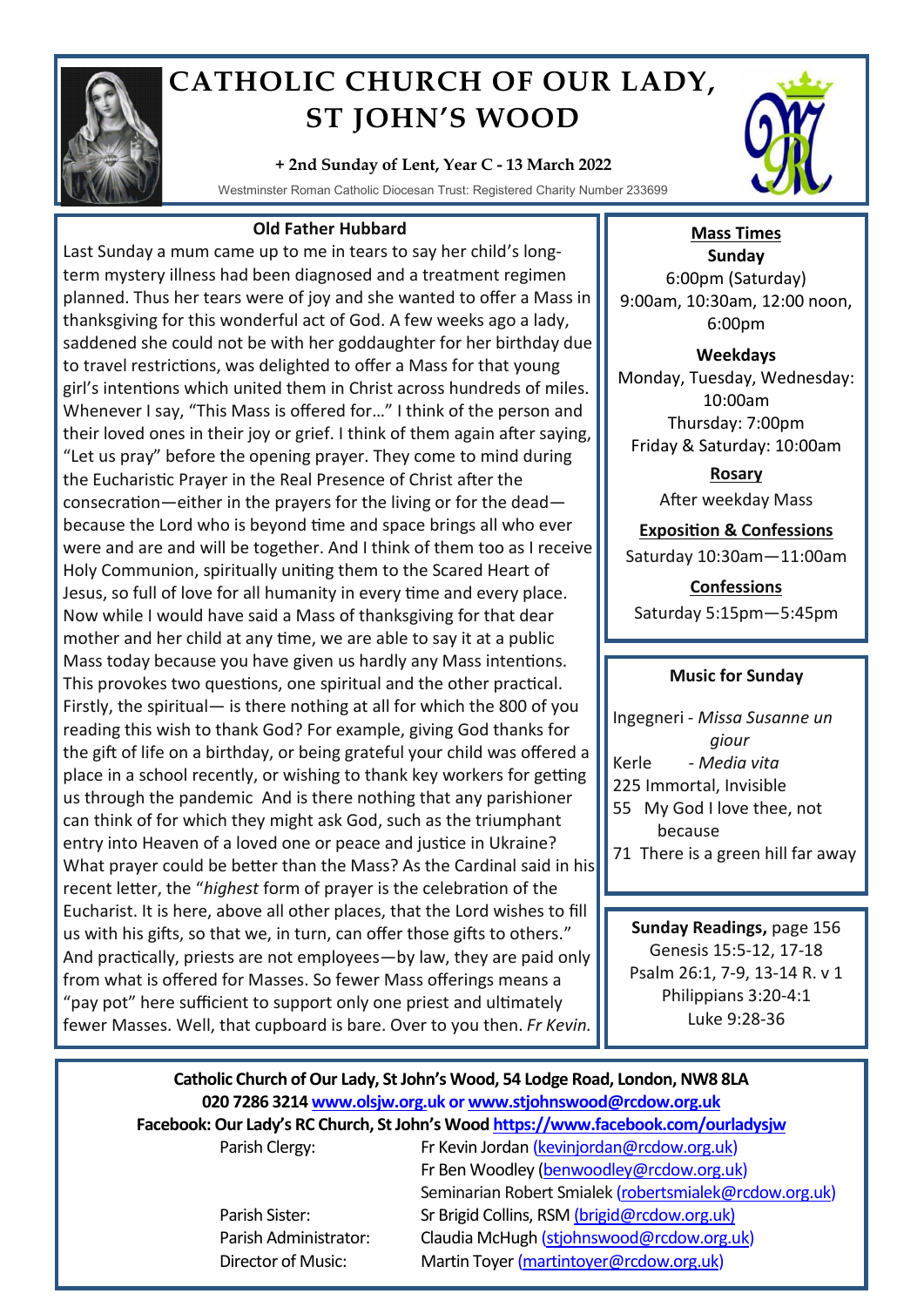# CATHOLIC CHURCH OF OUR LADY, ST JOHN'S WOOD

**+ 2nd Sunday of Lent, Year C - 13 March 2022**

Westminster Roman Catholic Diocesan Trust: Registered Charity Number 233699

## Old Father Hubbard

Last Sunday a mum came up to me in tears to say her child's long-term mystery illness had been diagnosed and a treatment regimen planned. Thus her tears were of joy and she wanted to offer a Mass in thanksgiving for this wonderful act of God. A few weeks ago a lady, saddened she could not be with her goddaughter for her birthday due to travel restrictions, was delighted to offer a Mass for that young girl's intentions which united them in Christ across hundreds of miles. Whenever I say, "This Mass is offered for…" I think of the person and their loved ones in their joy or grief. I think of them again after saying, "Let us pray" before the opening prayer. They come to mind during the Eucharistic Prayer in the Real Presence of Christ after the consecration—either in the prayers for the living or for the dead—because the Lord who is beyond time and space brings all who ever were and are and will be together. And I think of them too as I receive Holy Communion, spiritually uniting them to the Scared Heart of Jesus, so full of love for all humanity in every time and every place. Now while I would have said a Mass of thanksgiving for that dear mother and her child at any time, we are able to say it at a public Mass today because you have given us hardly any Mass intentions. This provokes two questions, one spiritual and the other practical. Firstly, the spiritual— is there nothing at all for which the 800 of you reading this wish to thank God? For example, giving God thanks for the gift of life on a birthday, or being grateful your child was offered a place in a school recently, or wishing to thank key workers for getting us through the pandemic And is there nothing that any parishioner can think of for which they might ask God, such as the triumphant entry into Heaven of a loved one or peace and justice in Ukraine? What prayer could be better than the Mass? As the Cardinal said in his recent letter, the "*highest* form of prayer is the celebration of the Eucharist. It is here, above all other places, that the Lord wishes to fill us with his gifts, so that we, in turn, can offer those gifts to others." And practically, priests are not employees—by law, they are paid only from what is offered for Masses. So fewer Mass offerings means a "pay pot" here sufficient to support only one priest and ultimately fewer Masses. Well, that cupboard is bare. Over to you then. *Fr Kevin.*

## Mass Times

**Sunday**
6:00pm (Saturday)
9:00am, 10:30am, 12:00 noon, 6:00pm

**Weekdays**
Monday, Tuesday, Wednesday: 10:00am
Thursday: 7:00pm
Friday & Saturday: 10:00am

**Rosary**
After weekday Mass

**Exposition & Confessions**
Saturday 10:30am—11:00am

**Confessions**
Saturday 5:15pm—5:45pm

## Music for Sunday

Ingegneri - *Missa Susanne un giour*
Kerle - *Media vita*
225 Immortal, Invisible
55 My God I love thee, not because
71 There is a green hill far away

## Sunday Readings, page 156

Genesis 15:5-12, 17-18
Psalm 26:1, 7-9, 13-14 R. v 1
Philippians 3:20-4:1
Luke 9:28-36

**Catholic Church of Our Lady, St John's Wood, 54 Lodge Road, London, NW8 8LA**
**020 7286 3214 www.olsjw.org.uk or www.stjohnswood@rcdow.org.uk**
**Facebook: Our Lady's RC Church, St John's Wood https://www.facebook.com/ourladysjw**

| | |
|---|---|
| Parish Clergy: | Fr Kevin Jordan (kevinjordan@rcdow.org.uk) |
| | Fr Ben Woodley (benwoodley@rcdow.org.uk) |
| | Seminarian Robert Smialek (robertsmialek@rcdow.org.uk) |
| Parish Sister: | Sr Brigid Collins, RSM (brigid@rcdow.org.uk) |
| Parish Administrator: | Claudia McHugh (stjohnswood@rcdow.org.uk) |
| Director of Music: | Martin Toyer (martintoyer@rcdow.org.uk) |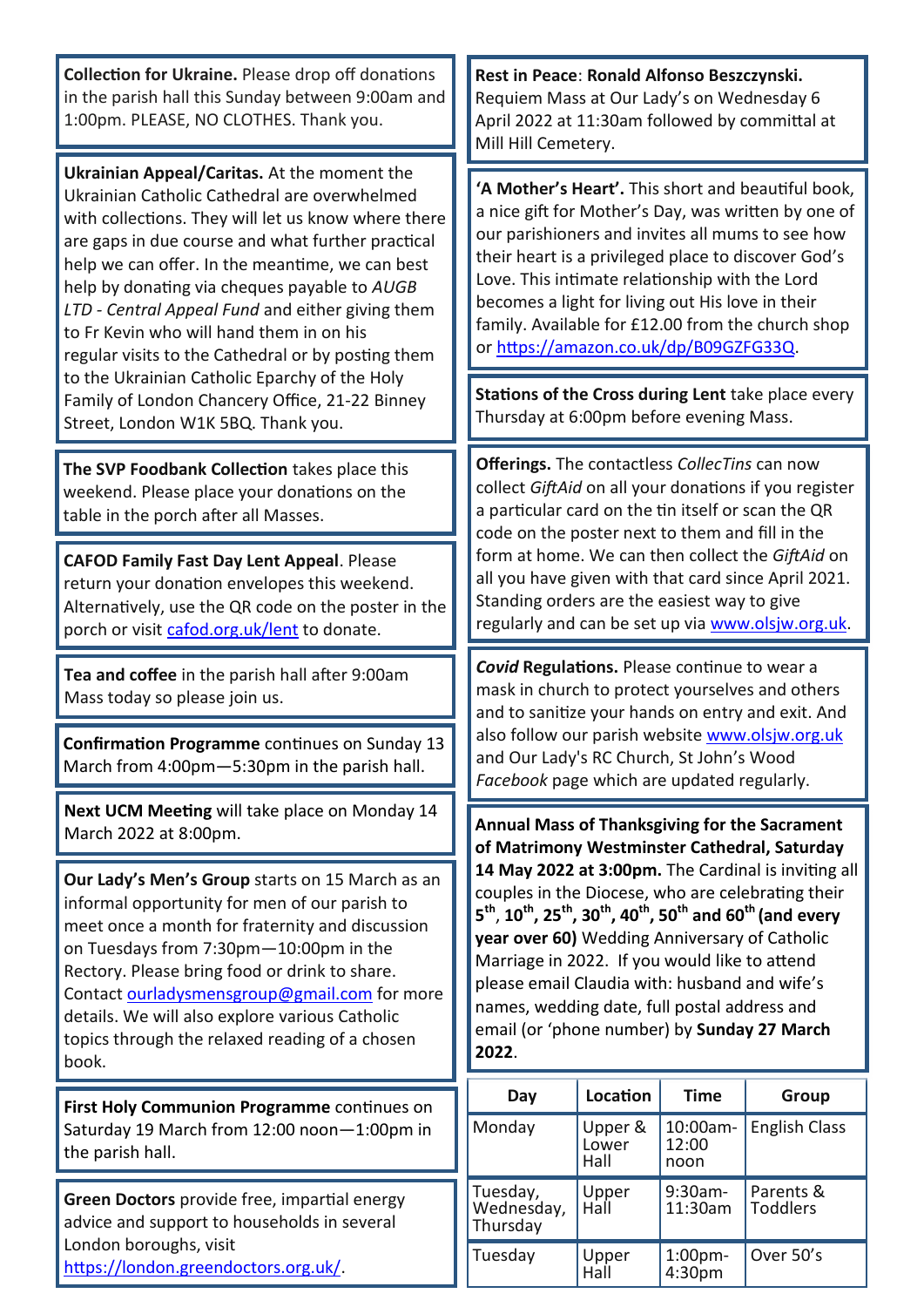**Collection for Ukraine.** Please drop off donations in the parish hall this Sunday between 9:00am and 1:00pm. PLEASE, NO CLOTHES. Thank you.

**Ukrainian Appeal/Caritas.** At the moment the Ukrainian Catholic Cathedral are overwhelmed with collections. They will let us know where there are gaps in due course and what further practical help we can offer. In the meantime, we can best help by donating via cheques payable to *AUGB LTD - Central Appeal Fund* and either giving them to Fr Kevin who will hand them in on his regular visits to the Cathedral or by posting them to the Ukrainian Catholic Eparchy of the Holy Family of London Chancery Office, 21-22 Binney Street, London W1K 5BQ. Thank you.

**The SVP Foodbank Collection** takes place this weekend. Please place your donations on the table in the porch after all Masses.

**CAFOD Family Fast Day Lent Appeal**. Please return your donation envelopes this weekend. Alternatively, use the QR code on the poster in the porch or visit cafod.org.uk/lent to donate.

**Tea and coffee** in the parish hall after 9:00am Mass today so please join us.

**Confirmation Programme** continues on Sunday 13 March from 4:00pm—5:30pm in the parish hall.

**Next UCM Meeting** will take place on Monday 14 March 2022 at 8:00pm.

**Our Lady's Men's Group** starts on 15 March as an informal opportunity for men of our parish to meet once a month for fraternity and discussion on Tuesdays from 7:30pm—10:00pm in the Rectory. Please bring food or drink to share. Contact ourladysmensgroup@gmail.com for more details. We will also explore various Catholic topics through the relaxed reading of a chosen book.

**First Holy Communion Programme** continues on Saturday 19 March from 12:00 noon—1:00pm in the parish hall.

**Green Doctors** provide free, impartial energy advice and support to households in several London boroughs, visit https://london.greendoctors.org.uk/.

**Rest in Peace**: **Ronald Alfonso Beszczynski.** Requiem Mass at Our Lady's on Wednesday 6 April 2022 at 11:30am followed by committal at Mill Hill Cemetery.

**'A Mother's Heart'.** This short and beautiful book, a nice gift for Mother's Day, was written by one of our parishioners and invites all mums to see how their heart is a privileged place to discover God's Love. This intimate relationship with the Lord becomes a light for living out His love in their family. Available for £12.00 from the church shop or https://amazon.co.uk/dp/B09GZFG33Q.

**Stations of the Cross during Lent** take place every Thursday at 6:00pm before evening Mass.

**Offerings.** The contactless *CollecTins* can now collect *GiftAid* on all your donations if you register a particular card on the tin itself or scan the QR code on the poster next to them and fill in the form at home. We can then collect the *GiftAid* on all you have given with that card since April 2021. Standing orders are the easiest way to give regularly and can be set up via www.olsjw.org.uk.

***Covid* Regulations.** Please continue to wear a mask in church to protect yourselves and others and to sanitize your hands on entry and exit. And also follow our parish website www.olsjw.org.uk and Our Lady's RC Church, St John's Wood *Facebook* page which are updated regularly.

**Annual Mass of Thanksgiving for the Sacrament of Matrimony Westminster Cathedral, Saturday 14 May 2022 at 3:00pm.** The Cardinal is inviting all couples in the Diocese, who are celebrating their **5th, 10th, 25th, 30th, 40th, 50th and 60th (and every year over 60)** Wedding Anniversary of Catholic Marriage in 2022. If you would like to attend please email Claudia with: husband and wife's names, wedding date, full postal address and email (or 'phone number) by **Sunday 27 March 2022**.

| Day | Location | Time | Group |
|---|---|---|---|
| Monday | Upper & Lower Hall | 10:00am-12:00 noon | English Class |
| Tuesday, Wednesday, Thursday | Upper Hall | 9:30am-11:30am | Parents & Toddlers |
| Tuesday | Upper Hall | 1:00pm-4:30pm | Over 50's |